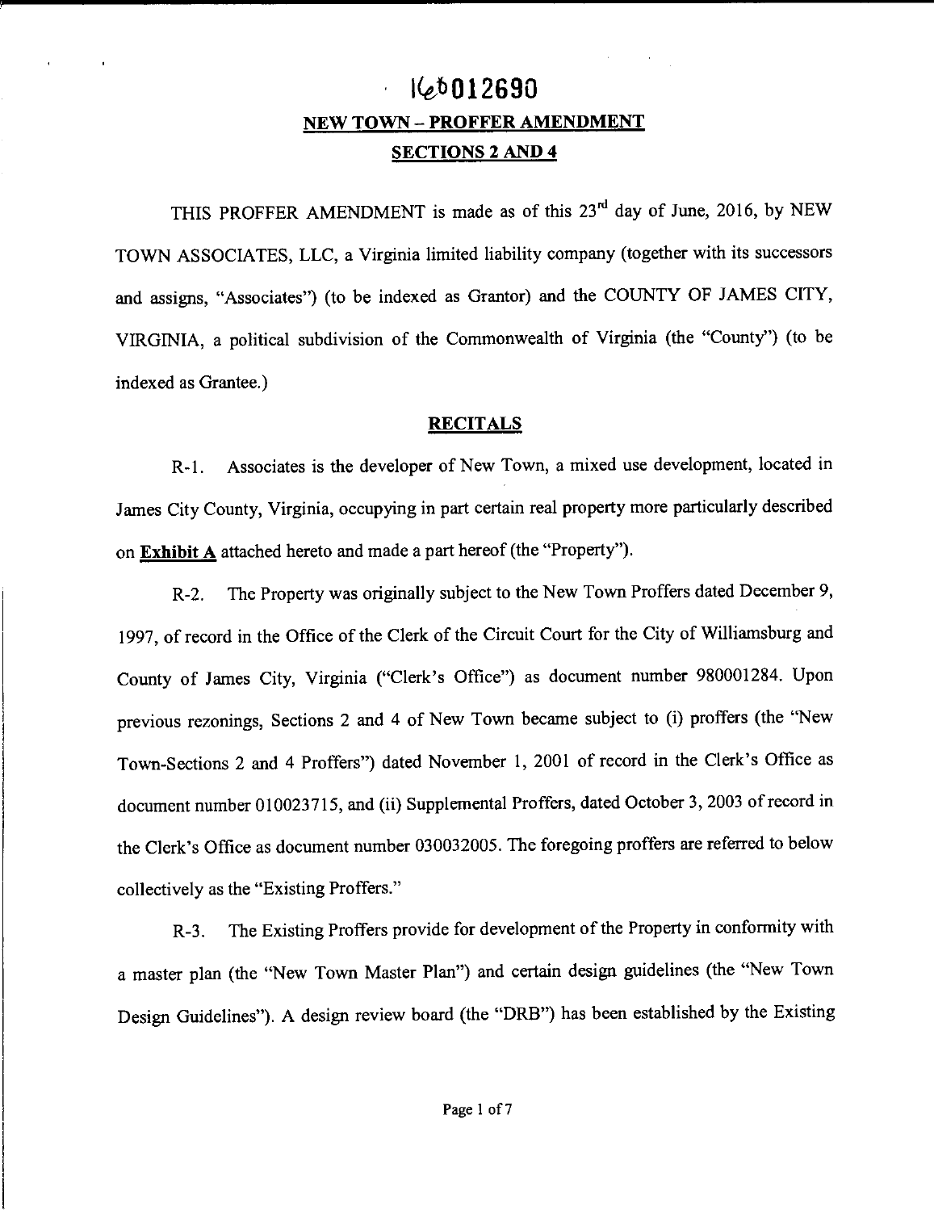160012690

# NEW TOWN – PROFFER AMENDMENT

## SECTIONS 2 AND 4

THIS PROFFER AMENDMENT is made as of this 23rd day of June, 2016, by NEW TOWN ASSOCIATES, LLC, a Virginia limited liability company (together with its successors and assigns, "Associates") (to be indexed as Grantor) and the COUNTY OF JAMES CITY, VIRGINIA, a political subdivision of the Commonwealth of Virginia (the "County") (to be indexed as Grantee.)

## RECITALS

R-1. Associates is the developer of New Town, a mixed use development, located in James City County, Virginia, occupying in part certain real property more particularly described on **Exhibit A** attached hereto and made a part hereof (the "Property").

R-2. The Property was originally subject to the New Town Proffers dated December 9, 1997, of record in the Office of the Clerk of the Circuit Court for the City of Williamsburg and County of James City, Virginia ("Clerk's Office") as document number 980001284. Upon previous rezonings, Sections 2 and 4 of New Town became subject to (i) proffers (the "New Town-Sections 2 and 4 Proffers") dated November 1, 2001 of record in the Clerk's Office as document number 010023715, and (ii) Supplemental Proffers, dated October 3, 2003 of record in the Clerk's Office as document number 030032005. The foregoing proffers are referred to below collectively as the "Existing Proffers."

R-3. The Existing Proffers provide for development of the Property in conformity with a master plan (the "New Town Master Plan") and certain design guidelines (the "New Town Design Guidelines"). A design review board (the "DRB") has been established by the Existing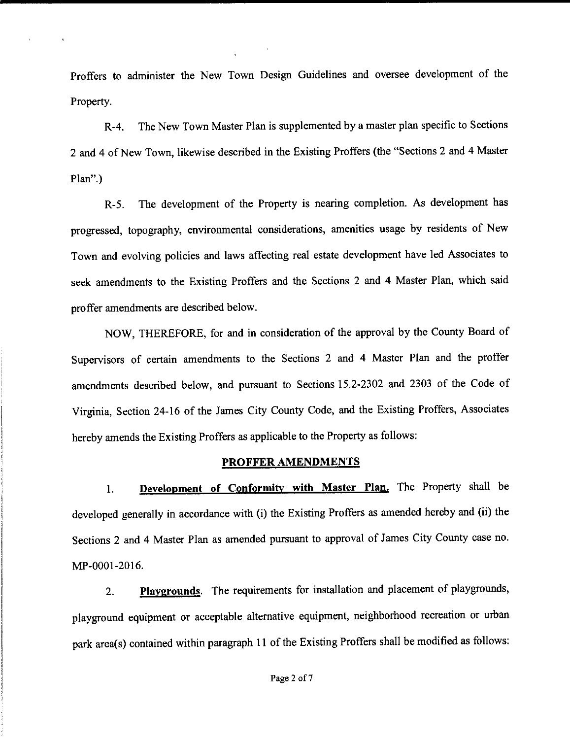Proffers to administer the New Town Design Guidelines and oversee development of the Property.

R-4. The New Town Master Plan is supplemented by a master plan specific to Sections 2 and 4 of New Town, likewise described in the Existing Proffers (the "Sections 2 and 4 Master Plan".)

R-5. The development of the Property is nearing completion. As development has progressed, topography, environmental considerations, amenities usage by residents of New Town and evolving policies and laws affecting real estate development have led Associates to seek amendments to the Existing Proffers and the Sections 2 and 4 Master Plan, which said proffer amendments are described below.

NOW, THEREFORE, for and in consideration of the approval by the County Board of Supervisors of certain amendments to the Sections 2 and 4 Master Plan and the proffer amendments described below, and pursuant to Sections 15.2-2302 and 2303 of the Code of Virginia, Section 24-16 of the James City County Code, and the Existing Proffers, Associates hereby amends the Existing Proffers as applicable to the Property as follows:

## PROFFER AMENDMENTS

1. **Development of Conformity with Master Plan.** The Property shall be developed generally in accordance with (i) the Existing Proffers as amended hereby and (ii) the Sections 2 and 4 Master Plan as amended pursuant to approval of James City County case no. MP-0001-2016.

2. **Playgrounds**. The requirements for installation and placement of playgrounds, playground equipment or acceptable alternative equipment, neighborhood recreation or urban park area(s) contained within paragraph 11 of the Existing Proffers shall be modified as follows: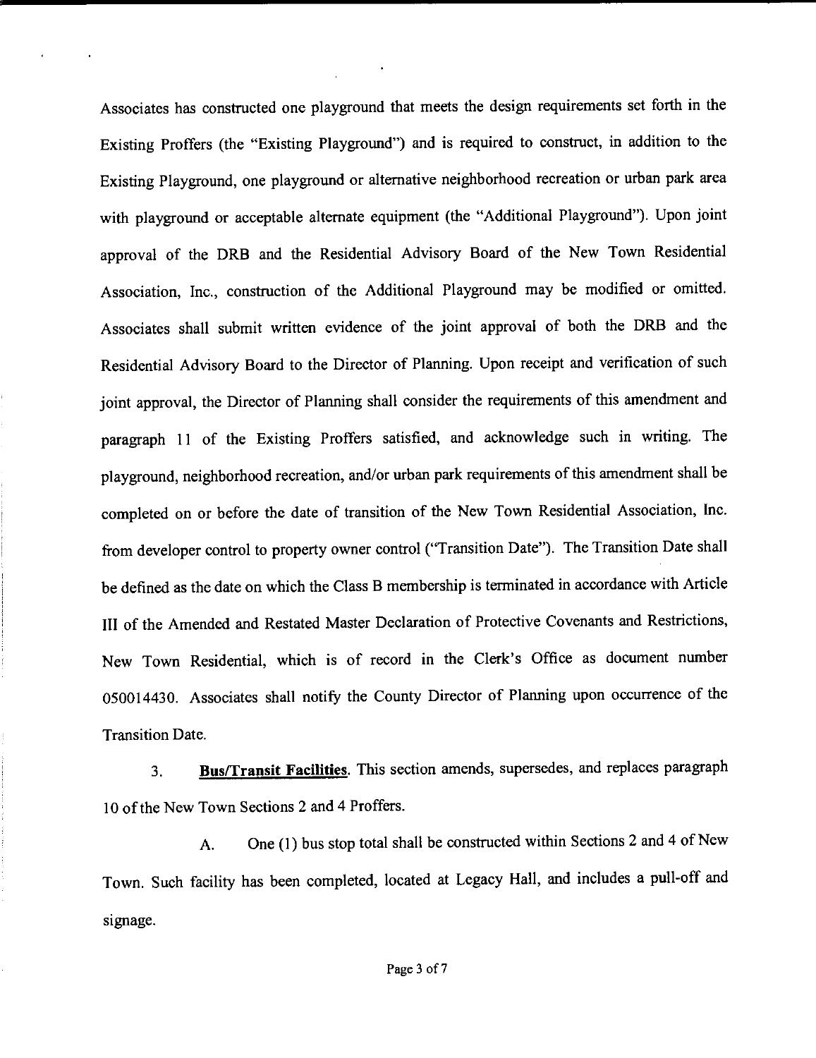Associates has constructed one playground that meets the design requirements set forth in the Existing Proffers (the "Existing Playground") and is required to construct, in addition to the Existing Playground, one playground or alternative neighborhood recreation or urban park area with playground or acceptable alternate equipment (the "Additional Playground"). Upon joint approval of the DRB and the Residential Advisory Board of the New Town Residential Association, Inc., construction of the Additional Playground may be modified or omitted. Associates shall submit written evidence of the joint approval of both the DRB and the Residential Advisory Board to the Director of Planning. Upon receipt and verification of such joint approval, the Director of Planning shall consider the requirements of this amendment and paragraph 11 of the Existing Proffers satisfied, and acknowledge such in writing. The playground, neighborhood recreation, and/or urban park requirements of this amendment shall be completed on or before the date of transition of the New Town Residential Association, Inc. from developer control to property owner control ("Transition Date"). The Transition Date shall be defined as the date on which the Class B membership is terminated in accordance with Article III of the Amended and Restated Master Declaration of Protective Covenants and Restrictions, New Town Residential, which is of record in the Clerk's Office as document number 050014430. Associates shall notify the County Director of Planning upon occurrence of the Transition Date.

3. **Bus/Transit Facilities**. This section amends, supersedes, and replaces paragraph 10 of the New Town Sections 2 and 4 Proffers.

A. One (1) bus stop total shall be constructed within Sections 2 and 4 of New Town. Such facility has been completed, located at Legacy Hall, and includes a pull-off and signage.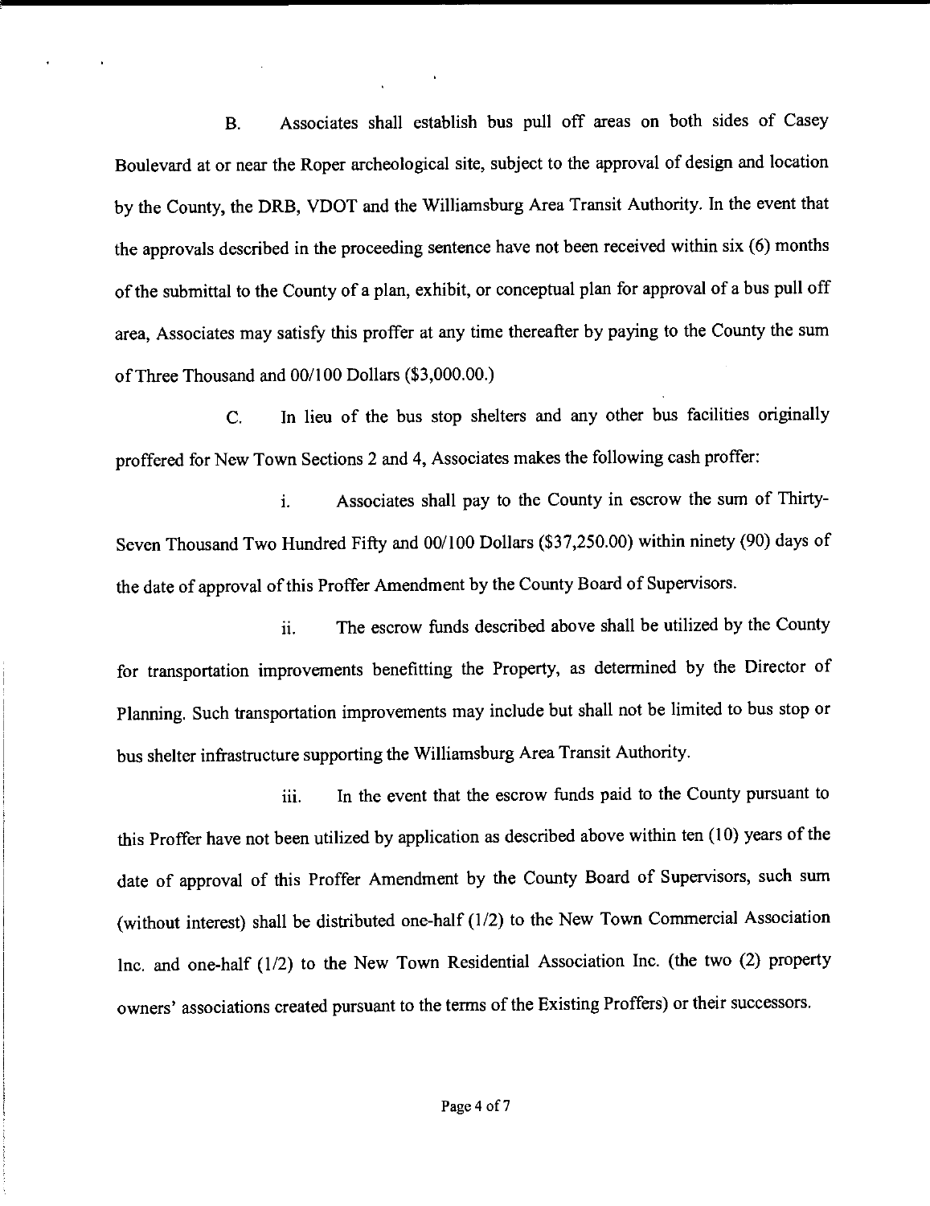B. Associates shall establish bus pull off areas on both sides of Casey Boulevard at or near the Roper archeological site, subject to the approval of design and location by the County, the DRB, VDOT and the Williamsburg Area Transit Authority. In the event that the approvals described in the proceeding sentence have not been received within six (6) months of the submittal to the County of a plan, exhibit, or conceptual plan for approval of a bus pull off area, Associates may satisfy this proffer at any time thereafter by paying to the County the sum of Three Thousand and 00/100 Dollars ($3,000.00.)

C. In lieu of the bus stop shelters and any other bus facilities originally proffered for New Town Sections 2 and 4, Associates makes the following cash proffer:

i. Associates shall pay to the County in escrow the sum of Thirty-Seven Thousand Two Hundred Fifty and 00/100 Dollars ($37,250.00) within ninety (90) days of the date of approval of this Proffer Amendment by the County Board of Supervisors.

ii. The escrow funds described above shall be utilized by the County for transportation improvements benefitting the Property, as determined by the Director of Planning. Such transportation improvements may include but shall not be limited to bus stop or bus shelter infrastructure supporting the Williamsburg Area Transit Authority.

iii. In the event that the escrow funds paid to the County pursuant to this Proffer have not been utilized by application as described above within ten (10) years of the date of approval of this Proffer Amendment by the County Board of Supervisors, such sum (without interest) shall be distributed one-half (1/2) to the New Town Commercial Association Inc. and one-half (1/2) to the New Town Residential Association Inc. (the two (2) property owners' associations created pursuant to the terms of the Existing Proffers) or their successors.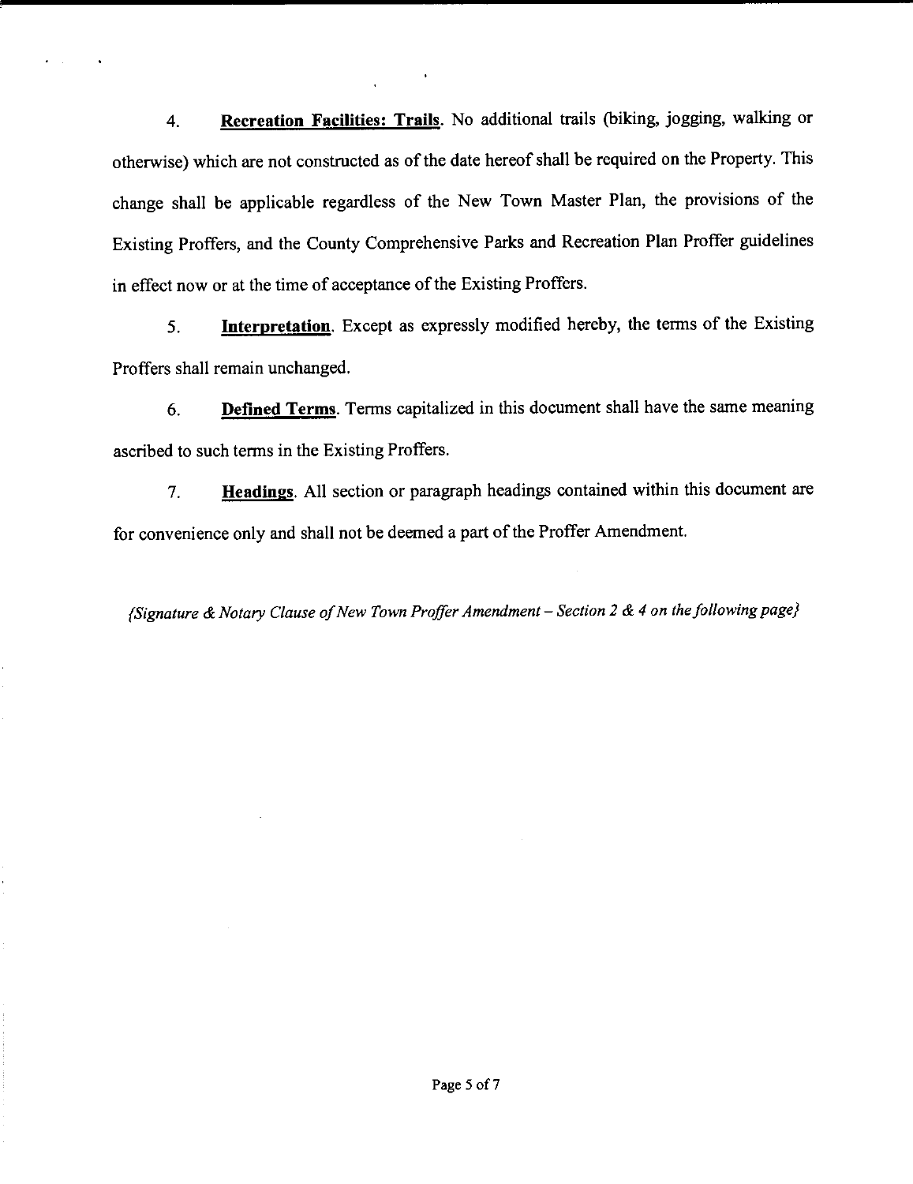4. **Recreation Facilities: Trails**. No additional trails (biking, jogging, walking or otherwise) which are not constructed as of the date hereof shall be required on the Property. This change shall be applicable regardless of the New Town Master Plan, the provisions of the Existing Proffers, and the County Comprehensive Parks and Recreation Plan Proffer guidelines in effect now or at the time of acceptance of the Existing Proffers.

5. **Interpretation**. Except as expressly modified hereby, the terms of the Existing Proffers shall remain unchanged.

6. **Defined Terms**. Terms capitalized in this document shall have the same meaning ascribed to such terms in the Existing Proffers.

7. **Headings**. All section or paragraph headings contained within this document are for convenience only and shall not be deemed a part of the Proffer Amendment.

*{Signature & Notary Clause of New Town Proffer Amendment – Section 2 & 4 on the following page}*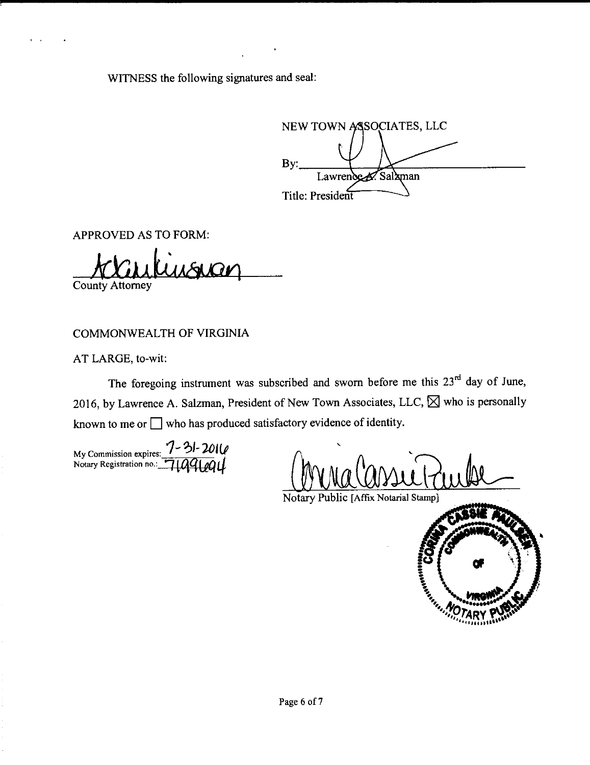WITNESS the following signatures and seal:

NEW TOWN ASSOCIATES, LLC

By: ______________________________
Lawrence A. Salzman

Title: President

APPROVED AS TO FORM:

______________________________
County Attorney

COMMONWEALTH OF VIRGINIA

AT LARGE, to-wit:

The foregoing instrument was subscribed and sworn before me this 23rd day of June, 2016, by Lawrence A. Salzman, President of New Town Associates, LLC, ☒ who is personally known to me or ☐ who has produced satisfactory evidence of identity.

My Commission expires: 7-31-2016
Notary Registration no.: 7199694

______________________________
Notary Public [Affix Notarial Stamp]

CORINA CASSIE PAULSEN
COMMONWEALTH OF VIRGINIA
NOTARY PUBLIC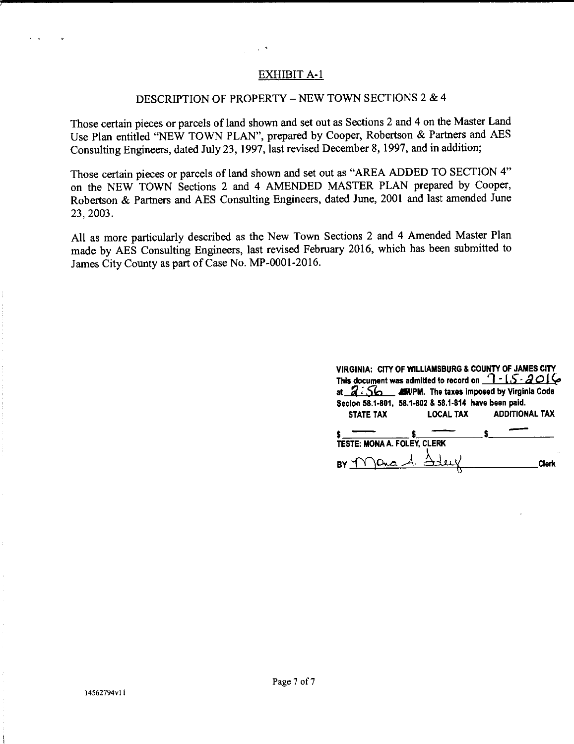## EXHIBIT A-1

### DESCRIPTION OF PROPERTY – NEW TOWN SECTIONS 2 & 4

Those certain pieces or parcels of land shown and set out as Sections 2 and 4 on the Master Land Use Plan entitled "NEW TOWN PLAN", prepared by Cooper, Robertson & Partners and AES Consulting Engineers, dated July 23, 1997, last revised December 8, 1997, and in addition;

Those certain pieces or parcels of land shown and set out as "AREA ADDED TO SECTION 4" on the NEW TOWN Sections 2 and 4 AMENDED MASTER PLAN prepared by Cooper, Robertson & Partners and AES Consulting Engineers, dated June, 2001 and last amended June 23, 2003.

All as more particularly described as the New Town Sections 2 and 4 Amended Master Plan made by AES Consulting Engineers, last revised February 2016, which has been submitted to James City County as part of Case No. MP-0001-2016.

VIRGINIA: CITY OF WILLIAMSBURG & COUNTY OF JAMES CITY
This document was admitted to record on 7-15-2016
at 2:56 ~~AM~~/PM. The taxes imposed by Virginia Code Secion 58.1-801, 58.1-802 & 58.1-814 have been paid.

| STATE TAX | LOCAL TAX | ADDITIONAL TAX |
|---|---|---|
| $ — | $ — | $ — |

TESTE: MONA A. FOLEY, CLERK

BY Mona A. Foley Clerk

14562794v11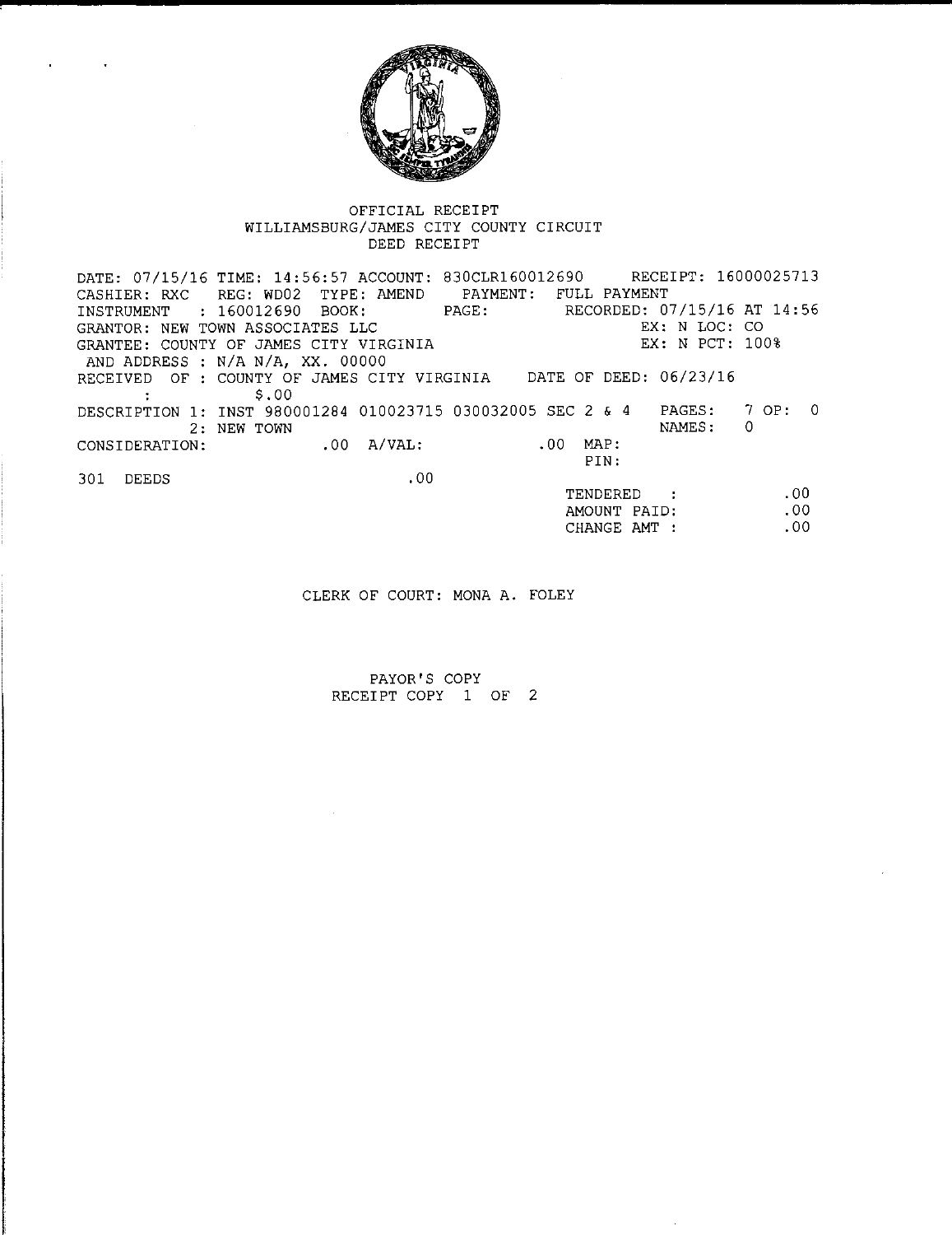OFFICIAL RECEIPT
WILLIAMSBURG/JAMES CITY COUNTY CIRCUIT
DEED RECEIPT

```
DATE: 07/15/16 TIME: 14:56:57 ACCOUNT: 830CLR160012690     RECEIPT: 16000025713
CASHIER: RXC   REG: WD02  TYPE: AMEND    PAYMENT:  FULL PAYMENT
INSTRUMENT   : 160012690  BOOK:        PAGE:         RECORDED: 07/15/16 AT 14:56
GRANTOR: NEW TOWN ASSOCIATES LLC                                EX: N LOC: CO
GRANTEE: COUNTY OF JAMES CITY VIRGINIA                          EX: N PCT: 100%
 AND ADDRESS : N/A N/A, XX. 00000
RECEIVED  OF : COUNTY OF JAMES CITY VIRGINIA    DATE OF DEED: 06/23/16
       :          $.00
DESCRIPTION 1: INST 980001284 010023715 030032005 SEC 2 & 4   PAGES:   7 OP:  0
           2: NEW TOWN                                         NAMES:   0
CONSIDERATION:             .00  A/VAL:              .00  MAP:
                                                         PIN:
301  DEEDS                          .00
                                                     TENDERED    :          .00
                                                     AMOUNT PAID:           .00
                                                     CHANGE AMT :           .00
```

CLERK OF COURT: MONA A. FOLEY

PAYOR'S COPY
RECEIPT COPY 1 OF 2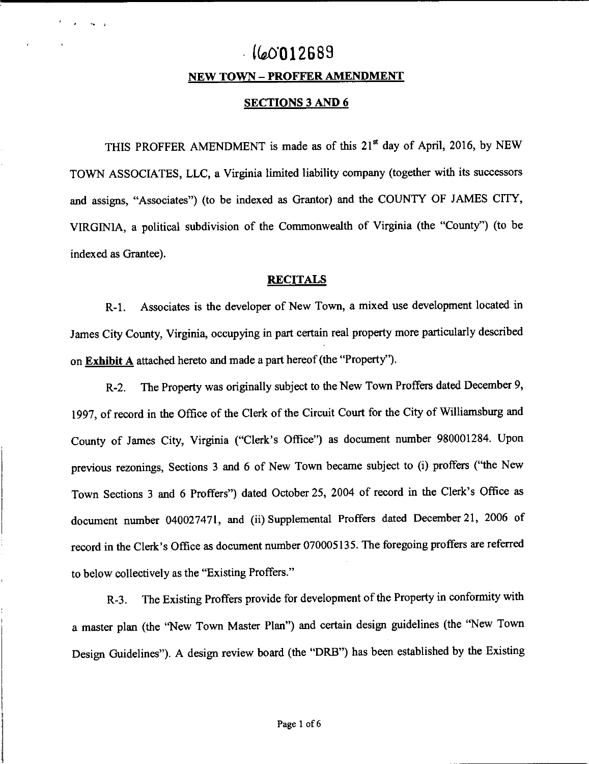160012689

## NEW TOWN – PROFFER AMENDMENT

## SECTIONS 3 AND 6

THIS PROFFER AMENDMENT is made as of this 21st day of April, 2016, by NEW TOWN ASSOCIATES, LLC, a Virginia limited liability company (together with its successors and assigns, "Associates") (to be indexed as Grantor) and the COUNTY OF JAMES CITY, VIRGINIA, a political subdivision of the Commonwealth of Virginia (the "County") (to be indexed as Grantee).

## RECITALS

R-1. Associates is the developer of New Town, a mixed use development located in James City County, Virginia, occupying in part certain real property more particularly described on **Exhibit A** attached hereto and made a part hereof (the "Property").

R-2. The Property was originally subject to the New Town Proffers dated December 9, 1997, of record in the Office of the Clerk of the Circuit Court for the City of Williamsburg and County of James City, Virginia ("Clerk's Office") as document number 980001284. Upon previous rezonings, Sections 3 and 6 of New Town became subject to (i) proffers ("the New Town Sections 3 and 6 Proffers") dated October 25, 2004 of record in the Clerk's Office as document number 040027471, and (ii) Supplemental Proffers dated December 21, 2006 of record in the Clerk's Office as document number 070005135. The foregoing proffers are referred to below collectively as the "Existing Proffers."

R-3. The Existing Proffers provide for development of the Property in conformity with a master plan (the "New Town Master Plan") and certain design guidelines (the "New Town Design Guidelines"). A design review board (the "DRB") has been established by the Existing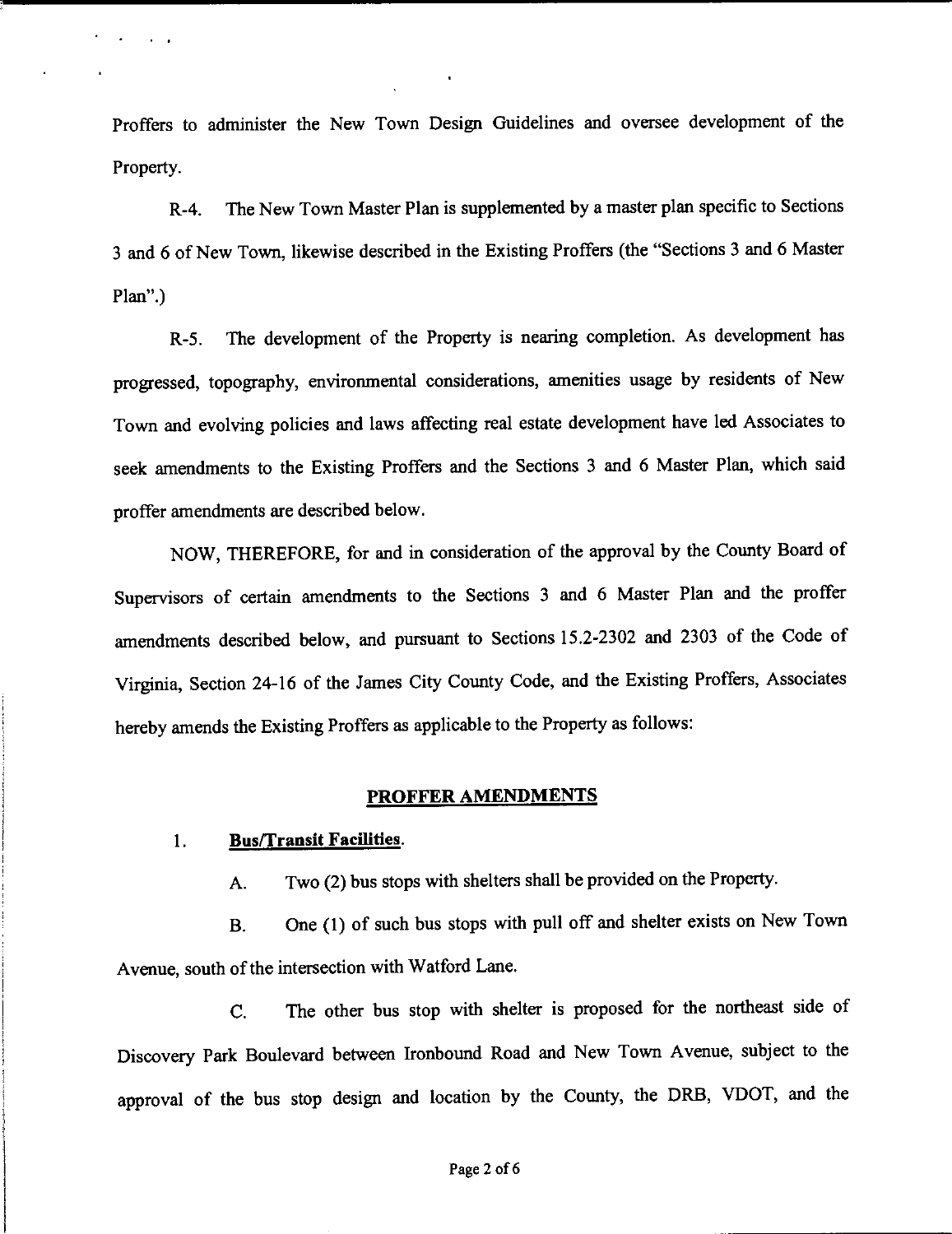Proffers to administer the New Town Design Guidelines and oversee development of the Property.

R-4. The New Town Master Plan is supplemented by a master plan specific to Sections 3 and 6 of New Town, likewise described in the Existing Proffers (the "Sections 3 and 6 Master Plan".)

R-5. The development of the Property is nearing completion. As development has progressed, topography, environmental considerations, amenities usage by residents of New Town and evolving policies and laws affecting real estate development have led Associates to seek amendments to the Existing Proffers and the Sections 3 and 6 Master Plan, which said proffer amendments are described below.

NOW, THEREFORE, for and in consideration of the approval by the County Board of Supervisors of certain amendments to the Sections 3 and 6 Master Plan and the proffer amendments described below, and pursuant to Sections 15.2-2302 and 2303 of the Code of Virginia, Section 24-16 of the James City County Code, and the Existing Proffers, Associates hereby amends the Existing Proffers as applicable to the Property as follows:

## PROFFER AMENDMENTS

1. **Bus/Transit Facilities**.

   A. Two (2) bus stops with shelters shall be provided on the Property.

   B. One (1) of such bus stops with pull off and shelter exists on New Town Avenue, south of the intersection with Watford Lane.

   C. The other bus stop with shelter is proposed for the northeast side of Discovery Park Boulevard between Ironbound Road and New Town Avenue, subject to the approval of the bus stop design and location by the County, the DRB, VDOT, and the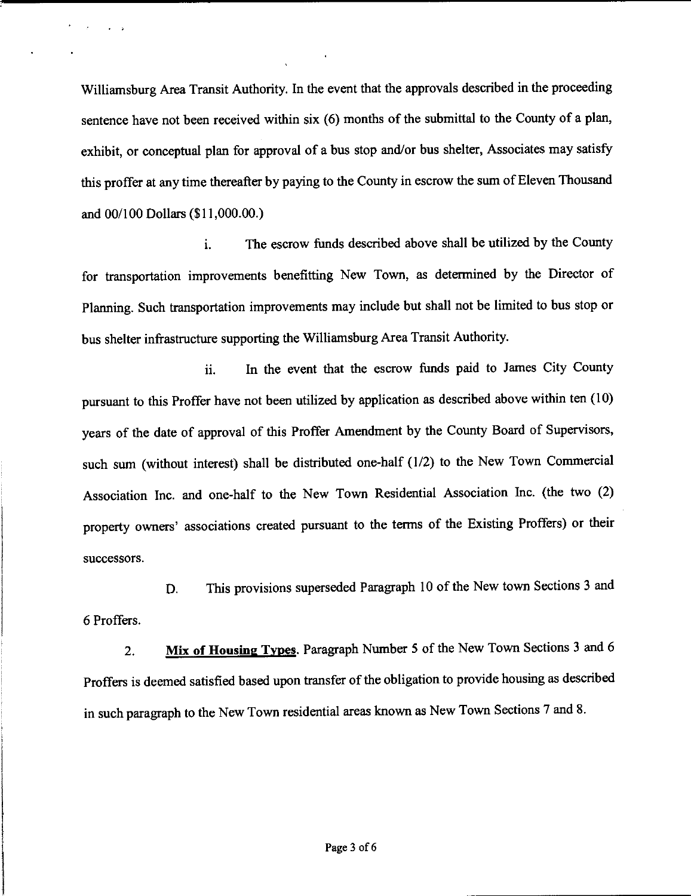Williamsburg Area Transit Authority. In the event that the approvals described in the proceeding sentence have not been received within six (6) months of the submittal to the County of a plan, exhibit, or conceptual plan for approval of a bus stop and/or bus shelter, Associates may satisfy this proffer at any time thereafter by paying to the County in escrow the sum of Eleven Thousand and 00/100 Dollars ($11,000.00.)

i. The escrow funds described above shall be utilized by the County for transportation improvements benefitting New Town, as determined by the Director of Planning. Such transportation improvements may include but shall not be limited to bus stop or bus shelter infrastructure supporting the Williamsburg Area Transit Authority.

ii. In the event that the escrow funds paid to James City County pursuant to this Proffer have not been utilized by application as described above within ten (10) years of the date of approval of this Proffer Amendment by the County Board of Supervisors, such sum (without interest) shall be distributed one-half (1/2) to the New Town Commercial Association Inc. and one-half to the New Town Residential Association Inc. (the two (2) property owners' associations created pursuant to the terms of the Existing Proffers) or their successors.

D. This provisions superseded Paragraph 10 of the New town Sections 3 and 6 Proffers.

2. **Mix of Housing Types**. Paragraph Number 5 of the New Town Sections 3 and 6 Proffers is deemed satisfied based upon transfer of the obligation to provide housing as described in such paragraph to the New Town residential areas known as New Town Sections 7 and 8.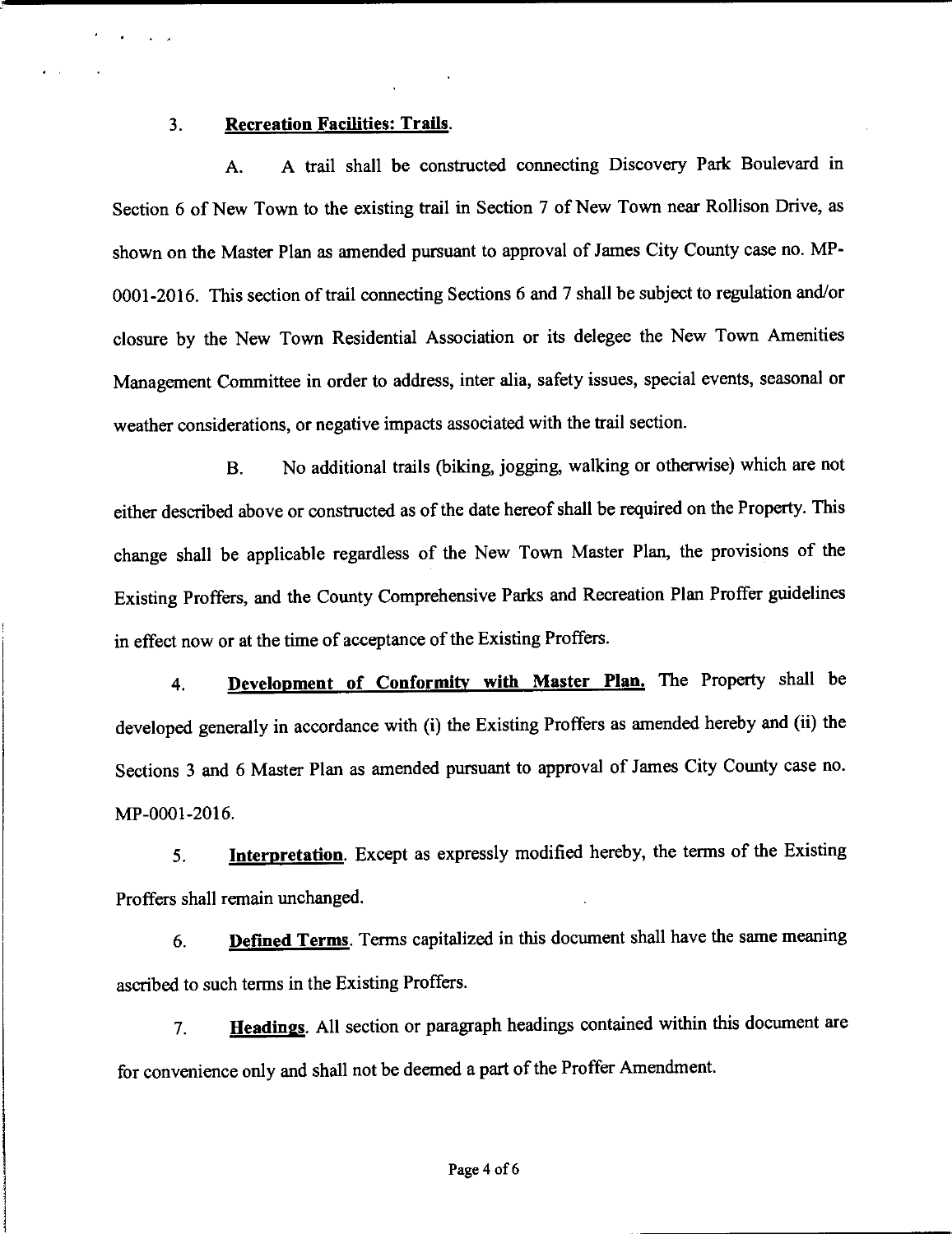3. **Recreation Facilities: Trails**.

A. A trail shall be constructed connecting Discovery Park Boulevard in Section 6 of New Town to the existing trail in Section 7 of New Town near Rollison Drive, as shown on the Master Plan as amended pursuant to approval of James City County case no. MP-0001-2016. This section of trail connecting Sections 6 and 7 shall be subject to regulation and/or closure by the New Town Residential Association or its delegee the New Town Amenities Management Committee in order to address, inter alia, safety issues, special events, seasonal or weather considerations, or negative impacts associated with the trail section.

B. No additional trails (biking, jogging, walking or otherwise) which are not either described above or constructed as of the date hereof shall be required on the Property. This change shall be applicable regardless of the New Town Master Plan, the provisions of the Existing Proffers, and the County Comprehensive Parks and Recreation Plan Proffer guidelines in effect now or at the time of acceptance of the Existing Proffers.

4. **Development of Conformity with Master Plan.** The Property shall be developed generally in accordance with (i) the Existing Proffers as amended hereby and (ii) the Sections 3 and 6 Master Plan as amended pursuant to approval of James City County case no. MP-0001-2016.

5. **Interpretation**. Except as expressly modified hereby, the terms of the Existing Proffers shall remain unchanged.

6. **Defined Terms**. Terms capitalized in this document shall have the same meaning ascribed to such terms in the Existing Proffers.

7. **Headings**. All section or paragraph headings contained within this document are for convenience only and shall not be deemed a part of the Proffer Amendment.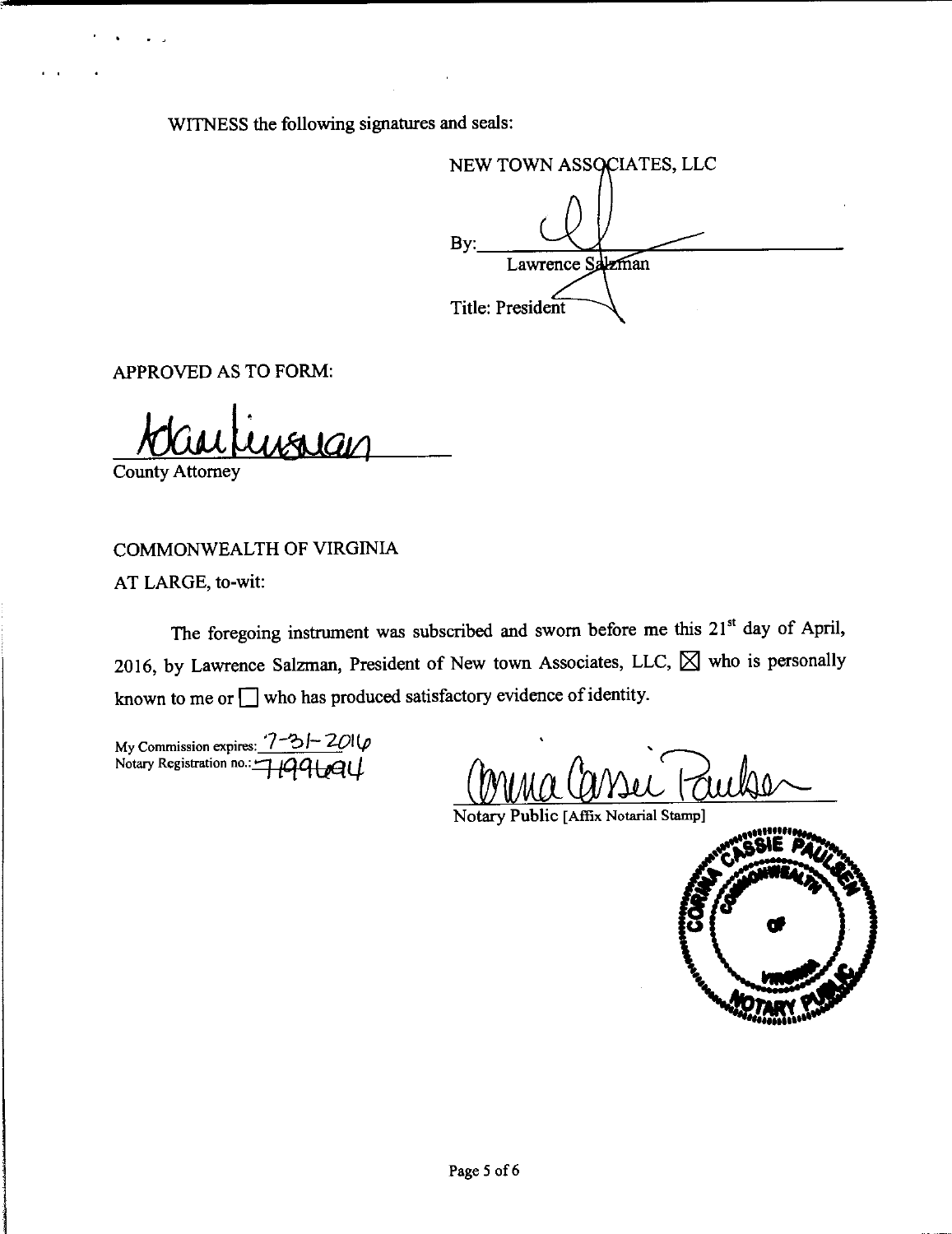WITNESS the following signatures and seals:

NEW TOWN ASSOCIATES, LLC

By: ______________________
Lawrence Salzman

Title: President

APPROVED AS TO FORM:

______________________
County Attorney

COMMONWEALTH OF VIRGINIA

AT LARGE, to-wit:

The foregoing instrument was subscribed and sworn before me this 21st day of April, 2016, by Lawrence Salzman, President of New town Associates, LLC, ☒ who is personally known to me or ☐ who has produced satisfactory evidence of identity.

My Commission expires: 7-31-2016
Notary Registration no.: 7196694

______________________
Notary Public [Affix Notarial Stamp]

CORINA CASSIE PAULSEN
COMMONWEALTH OF VIRGINIA
NOTARY PUBLIC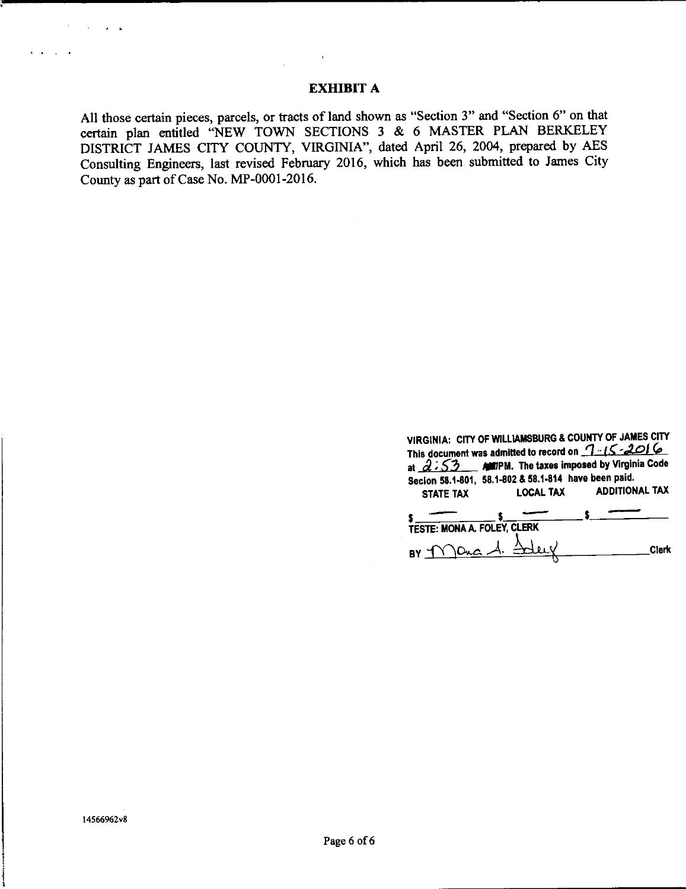# EXHIBIT A

All those certain pieces, parcels, or tracts of land shown as "Section 3" and "Section 6" on that certain plan entitled "NEW TOWN SECTIONS 3 & 6 MASTER PLAN BERKELEY DISTRICT JAMES CITY COUNTY, VIRGINIA", dated April 26, 2004, prepared by AES Consulting Engineers, last revised February 2016, which has been submitted to James City County as part of Case No. MP-0001-2016.

VIRGINIA: CITY OF WILLIAMSBURG & COUNTY OF JAMES CITY
This document was admitted to record on 7-15-2016 at 2:53 AM/PM. The taxes imposed by Virginia Code Secion 58.1-801, 58.1-802 & 58.1-814 have been paid.

| STATE TAX | LOCAL TAX | ADDITIONAL TAX |
|---|---|---|
| $ — | $ — | $ — |

TESTE: MONA A. FOLEY, CLERK

BY Mona A. Foley Clerk

14566962v8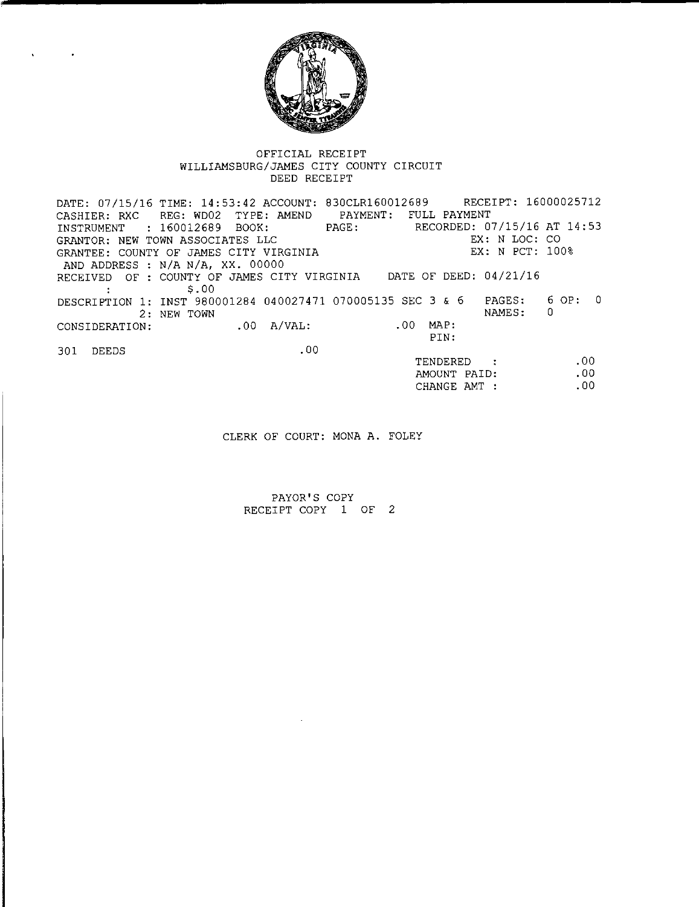OFFICIAL RECEIPT
WILLIAMSBURG/JAMES CITY COUNTY CIRCUIT
DEED RECEIPT

```
DATE: 07/15/16 TIME: 14:53:42 ACCOUNT: 830CLR160012689    RECEIPT: 16000025712
CASHIER: RXC   REG: WD02  TYPE: AMEND    PAYMENT:  FULL PAYMENT
INSTRUMENT   : 160012689  BOOK:          PAGE:          RECORDED: 07/15/16 AT 14:53
GRANTOR: NEW TOWN ASSOCIATES LLC                                  EX: N LOC: CO
GRANTEE: COUNTY OF JAMES CITY VIRGINIA                            EX: N PCT: 100%
 AND ADDRESS : N/A N/A, XX. 00000
RECEIVED  OF : COUNTY OF JAMES CITY VIRGINIA    DATE OF DEED: 04/21/16
       :          $.00
DESCRIPTION 1: INST 980001284 040027471 070005135 SEC 3 & 6   PAGES:   6 OP:  0
            2: NEW TOWN                                       NAMES:   0
CONSIDERATION:              .00  A/VAL:              .00  MAP:
                                                          PIN:
301  DEEDS                              .00
                                                     TENDERED    :           .00
                                                     AMOUNT PAID:            .00
                                                     CHANGE AMT :            .00
```

CLERK OF COURT: MONA A. FOLEY

PAYOR'S COPY
RECEIPT COPY 1 OF 2